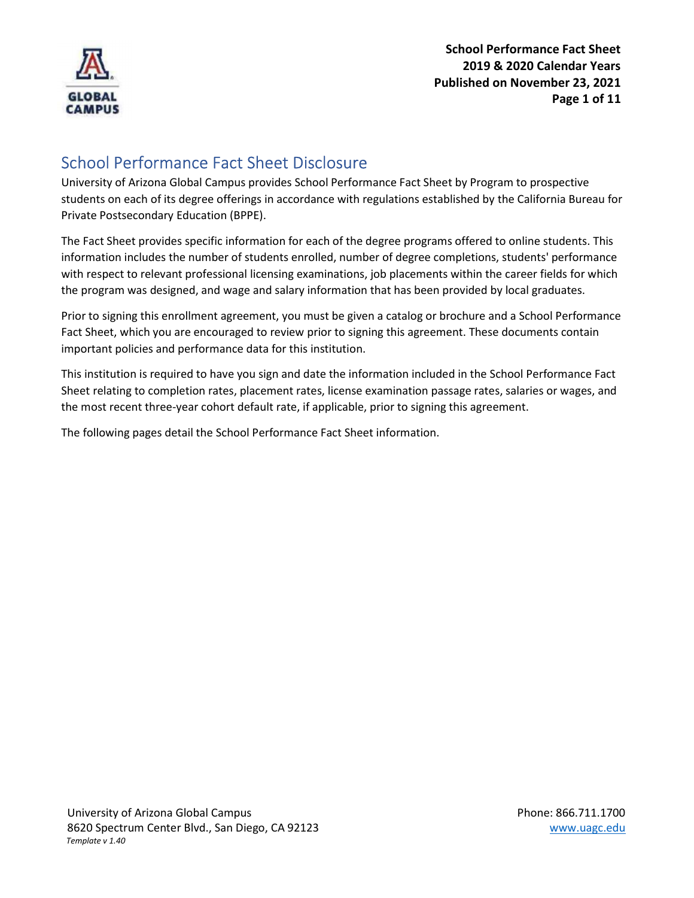**School Performance Fact Sheet**
**2019 & 2020 Calendar Years**
**Published on November 23, 2021**

# School Performance Fact Sheet Disclosure

University of Arizona Global Campus provides School Performance Fact Sheet by Program to prospective students on each of its degree offerings in accordance with regulations established by the California Bureau for Private Postsecondary Education (BPPE).

The Fact Sheet provides specific information for each of the degree programs offered to online students. This information includes the number of students enrolled, number of degree completions, students' performance with respect to relevant professional licensing examinations, job placements within the career fields for which the program was designed, and wage and salary information that has been provided by local graduates.

Prior to signing this enrollment agreement, you must be given a catalog or brochure and a School Performance Fact Sheet, which you are encouraged to review prior to signing this agreement. These documents contain important policies and performance data for this institution.

This institution is required to have you sign and date the information included in the School Performance Fact Sheet relating to completion rates, placement rates, license examination passage rates, salaries or wages, and the most recent three-year cohort default rate, if applicable, prior to signing this agreement.

The following pages detail the School Performance Fact Sheet information.

University of Arizona Global Campus
8620 Spectrum Center Blvd., San Diego, CA 92123
*Template v 1.40*

Phone: 866.711.1700
www.uagc.edu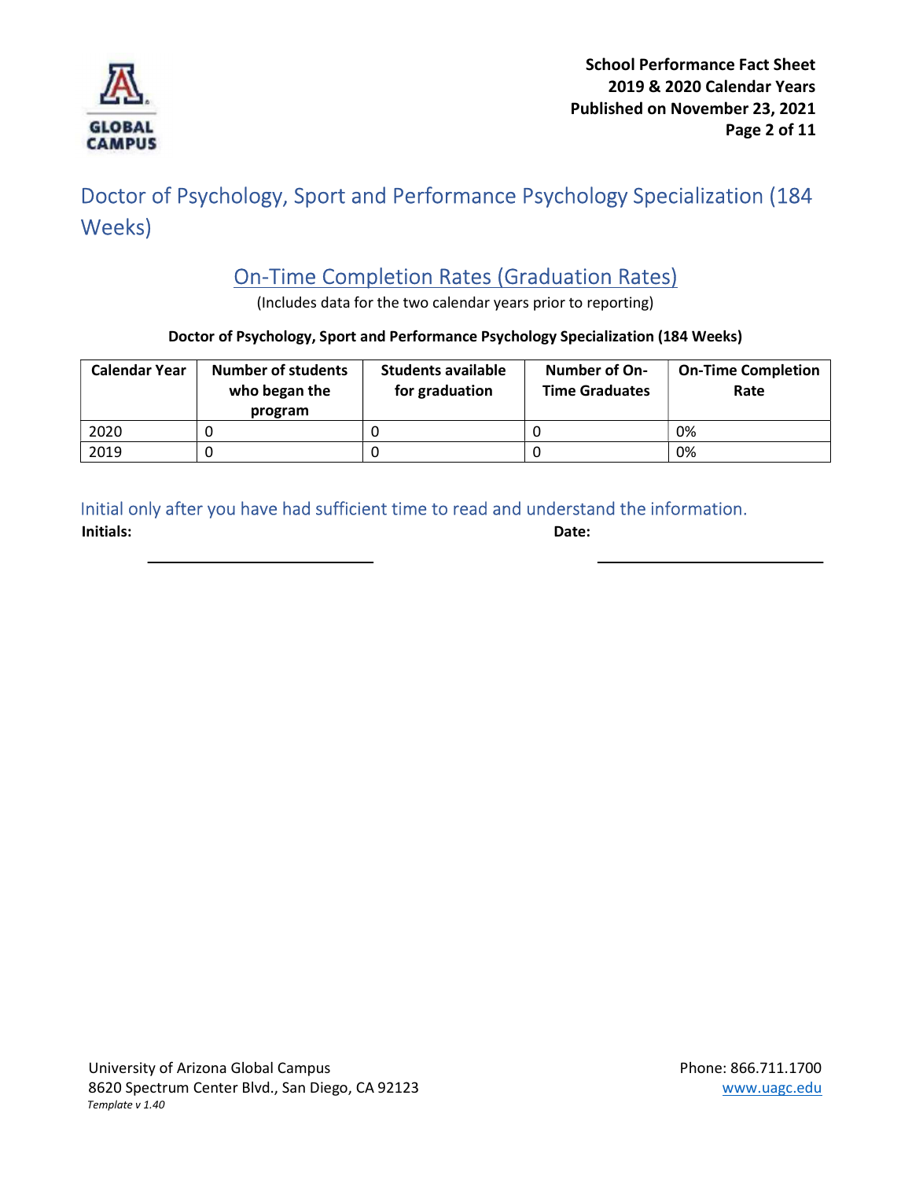# Doctor of Psychology, Sport and Performance Psychology Specialization (184 Weeks)

## On-Time Completion Rates (Graduation Rates)

(Includes data for the two calendar years prior to reporting)

**Doctor of Psychology, Sport and Performance Psychology Specialization (184 Weeks)**

| Calendar Year | Number of students who began the program | Students available for graduation | Number of On-Time Graduates | On-Time Completion Rate |
|---|---|---|---|---|
| 2020 | 0 | 0 | 0 | 0% |
| 2019 | 0 | 0 | 0 | 0% |

Initial only after you have had sufficient time to read and understand the information.

**Initials:** ____________________ **Date:** ____________________

University of Arizona Global Campus
8620 Spectrum Center Blvd., San Diego, CA 92123
*Template v 1.40*

Phone: 866.711.1700
www.uagc.edu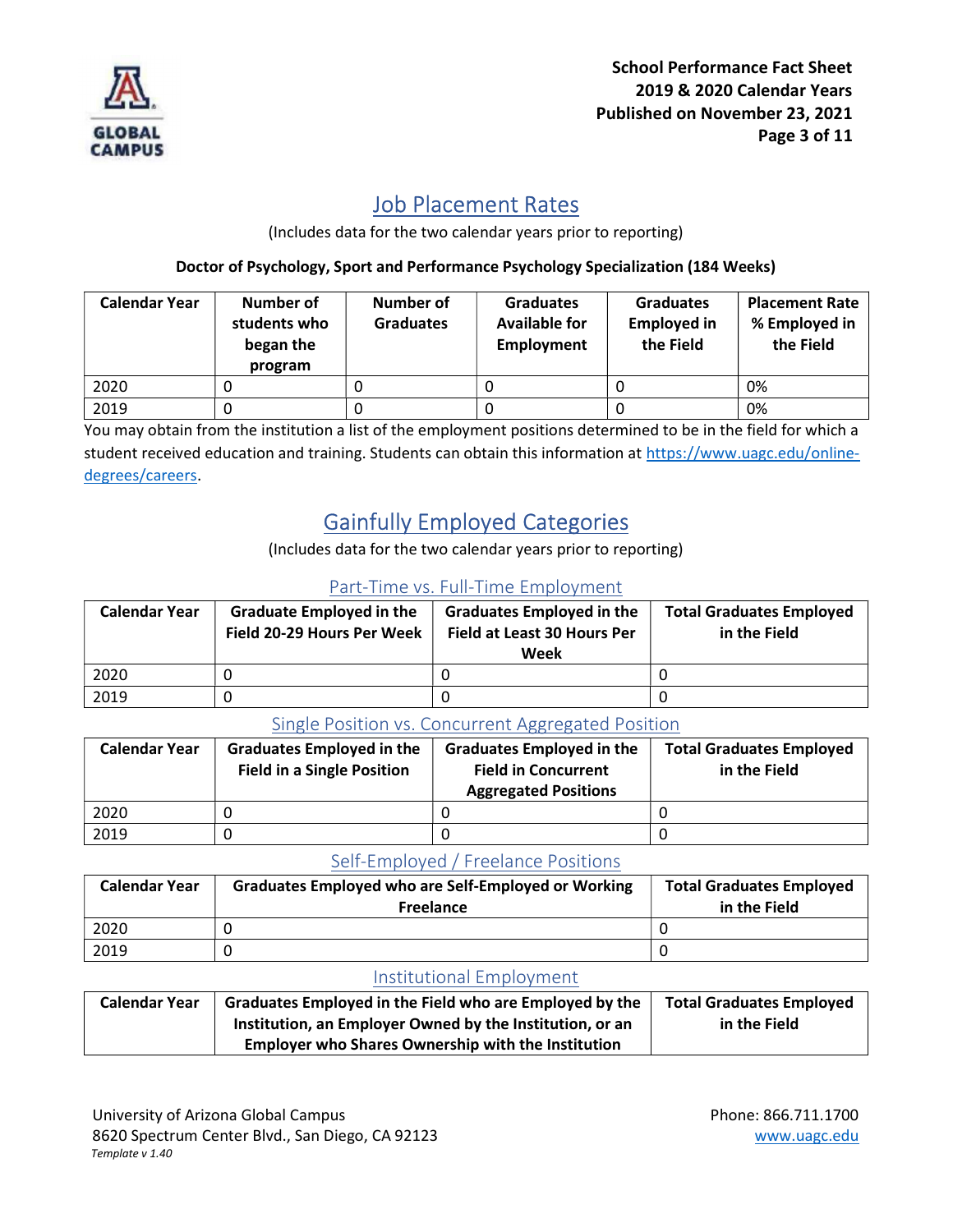## Job Placement Rates

(Includes data for the two calendar years prior to reporting)

**Doctor of Psychology, Sport and Performance Psychology Specialization (184 Weeks)**

| Calendar Year | Number of students who began the program | Number of Graduates | Graduates Available for Employment | Graduates Employed in the Field | Placement Rate % Employed in the Field |
|---|---|---|---|---|---|
| 2020 | 0 | 0 | 0 | 0 | 0% |
| 2019 | 0 | 0 | 0 | 0 | 0% |

You may obtain from the institution a list of the employment positions determined to be in the field for which a student received education and training. Students can obtain this information at https://www.uagc.edu/online-degrees/careers.

## Gainfully Employed Categories

(Includes data for the two calendar years prior to reporting)

### Part-Time vs. Full-Time Employment

| Calendar Year | Graduate Employed in the Field 20-29 Hours Per Week | Graduates Employed in the Field at Least 30 Hours Per Week | Total Graduates Employed in the Field |
|---|---|---|---|
| 2020 | 0 | 0 | 0 |
| 2019 | 0 | 0 | 0 |

### Single Position vs. Concurrent Aggregated Position

| Calendar Year | Graduates Employed in the Field in a Single Position | Graduates Employed in the Field in Concurrent Aggregated Positions | Total Graduates Employed in the Field |
|---|---|---|---|
| 2020 | 0 | 0 | 0 |
| 2019 | 0 | 0 | 0 |

### Self-Employed / Freelance Positions

| Calendar Year | Graduates Employed who are Self-Employed or Working Freelance | Total Graduates Employed in the Field |
|---|---|---|
| 2020 | 0 | 0 |
| 2019 | 0 | 0 |

### Institutional Employment

| Calendar Year | Graduates Employed in the Field who are Employed by the Institution, an Employer Owned by the Institution, or an Employer who Shares Ownership with the Institution | Total Graduates Employed in the Field |
|---|---|---|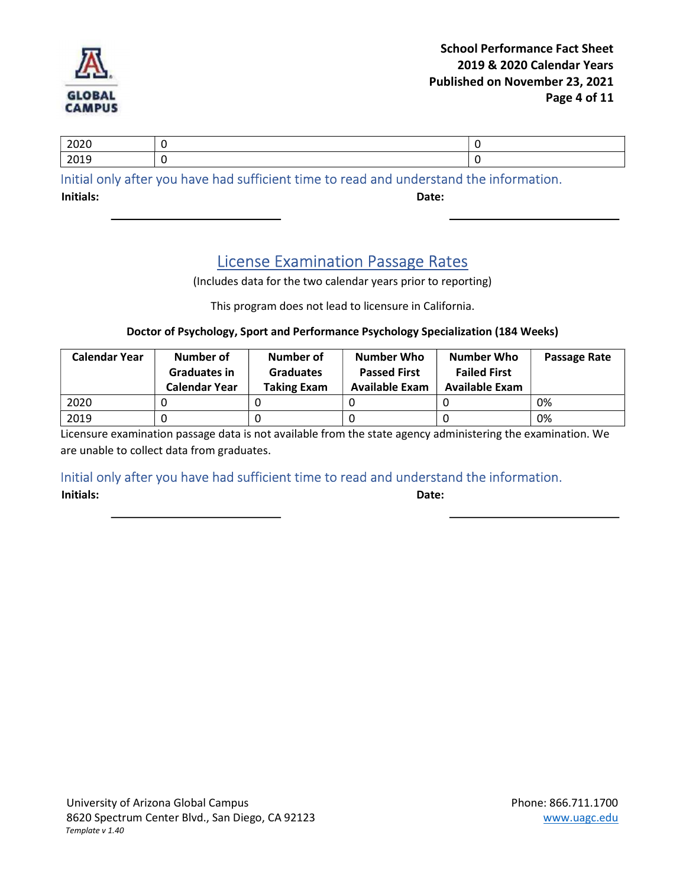| 2020 | 0 | 0 |
|---|---|---|
| 2019 | 0 | 0 |

Initial only after you have had sufficient time to read and understand the information.

**Initials:** \_\_\_\_\_\_\_\_\_\_\_\_\_\_\_\_\_\_\_\_ **Date:** \_\_\_\_\_\_\_\_\_\_\_\_\_\_\_\_\_\_\_\_

## License Examination Passage Rates

(Includes data for the two calendar years prior to reporting)

This program does not lead to licensure in California.

**Doctor of Psychology, Sport and Performance Psychology Specialization (184 Weeks)**

| Calendar Year | Number of Graduates in Calendar Year | Number of Graduates Taking Exam | Number Who Passed First Available Exam | Number Who Failed First Available Exam | Passage Rate |
|---|---|---|---|---|---|
| 2020 | 0 | 0 | 0 | 0 | 0% |
| 2019 | 0 | 0 | 0 | 0 | 0% |

Licensure examination passage data is not available from the state agency administering the examination. We are unable to collect data from graduates.

Initial only after you have had sufficient time to read and understand the information.

**Initials:** \_\_\_\_\_\_\_\_\_\_\_\_\_\_\_\_\_\_\_\_ **Date:** \_\_\_\_\_\_\_\_\_\_\_\_\_\_\_\_\_\_\_\_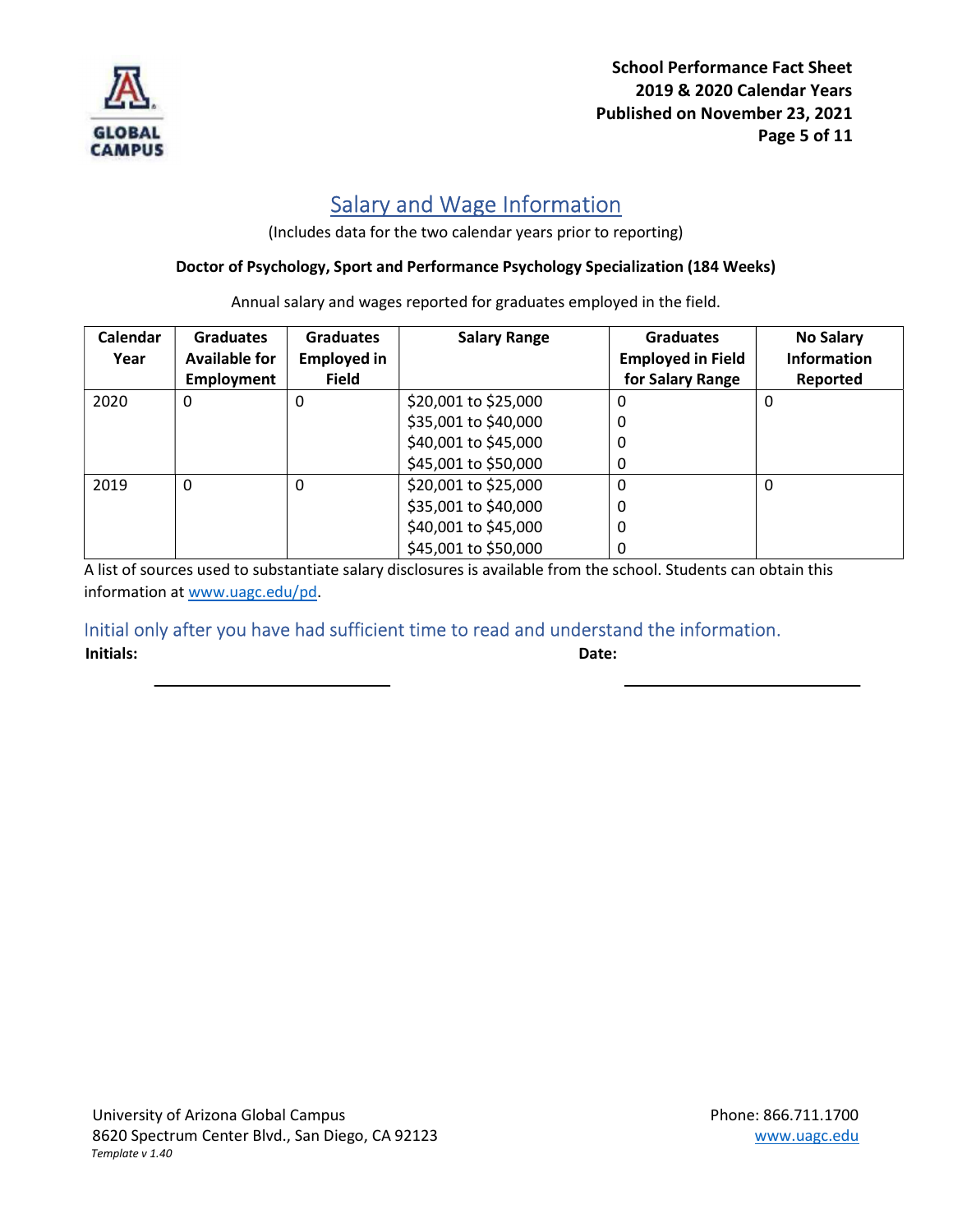## Salary and Wage Information

(Includes data for the two calendar years prior to reporting)

**Doctor of Psychology, Sport and Performance Psychology Specialization (184 Weeks)**

Annual salary and wages reported for graduates employed in the field.

| Calendar Year | Graduates Available for Employment | Graduates Employed in Field | Salary Range | Graduates Employed in Field for Salary Range | No Salary Information Reported |
|---|---|---|---|---|---|
| 2020 | 0 | 0 | $20,001 to $25,000<br>$35,001 to $40,000<br>$40,001 to $45,000<br>$45,001 to $50,000 | 0<br>0<br>0<br>0 | 0 |
| 2019 | 0 | 0 | $20,001 to $25,000<br>$35,001 to $40,000<br>$40,001 to $45,000<br>$45,001 to $50,000 | 0<br>0<br>0<br>0 | 0 |

A list of sources used to substantiate salary disclosures is available from the school. Students can obtain this information at www.uagc.edu/pd.

Initial only after you have had sufficient time to read and understand the information.

**Initials:** \_\_\_\_\_\_\_\_\_\_\_\_\_\_\_\_\_\_\_\_ **Date:** \_\_\_\_\_\_\_\_\_\_\_\_\_\_\_\_\_\_\_\_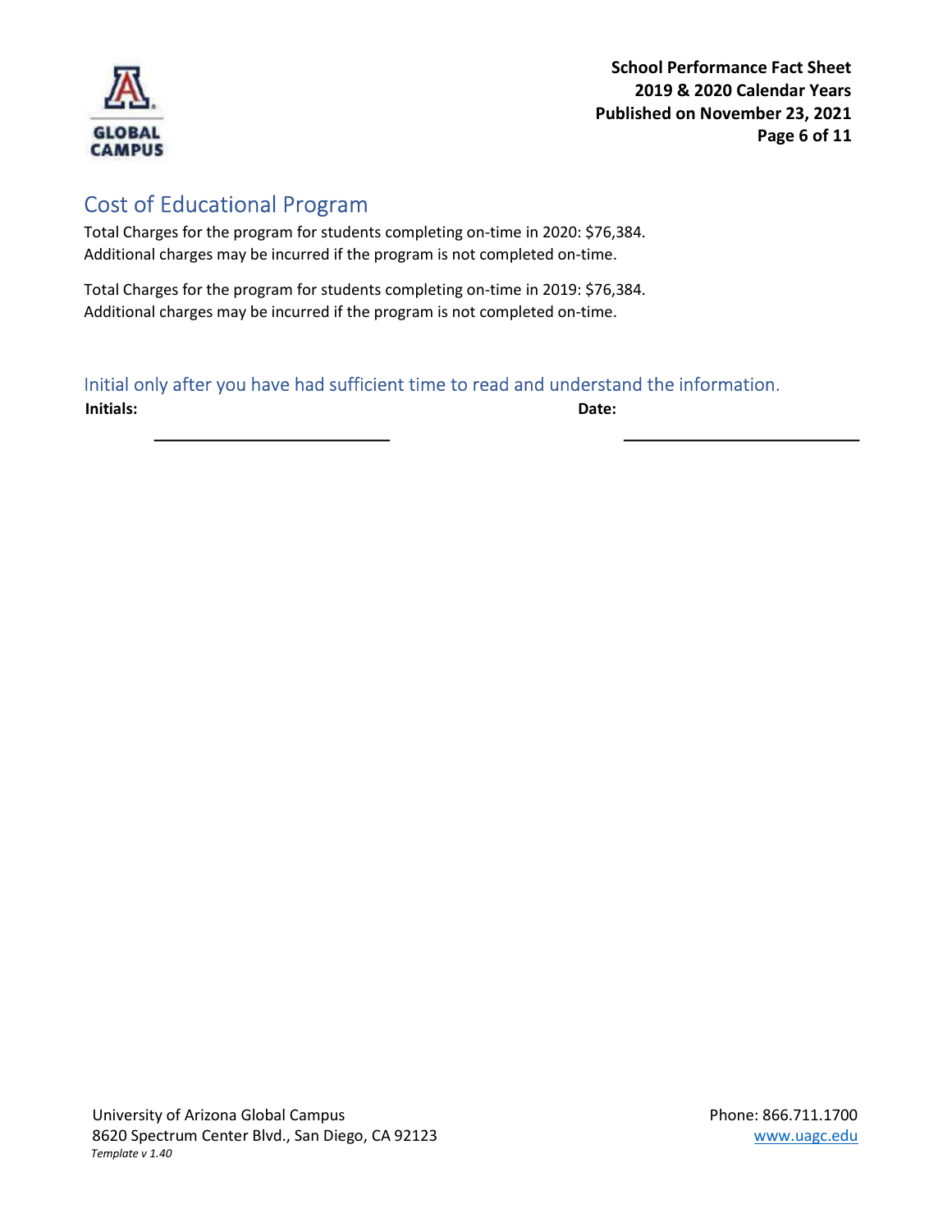## Cost of Educational Program

Total Charges for the program for students completing on-time in 2020: $76,384. Additional charges may be incurred if the program is not completed on-time.

Total Charges for the program for students completing on-time in 2019: $76,384. Additional charges may be incurred if the program is not completed on-time.

### Initial only after you have had sufficient time to read and understand the information.

**Initials:** ______________________ **Date:** ______________________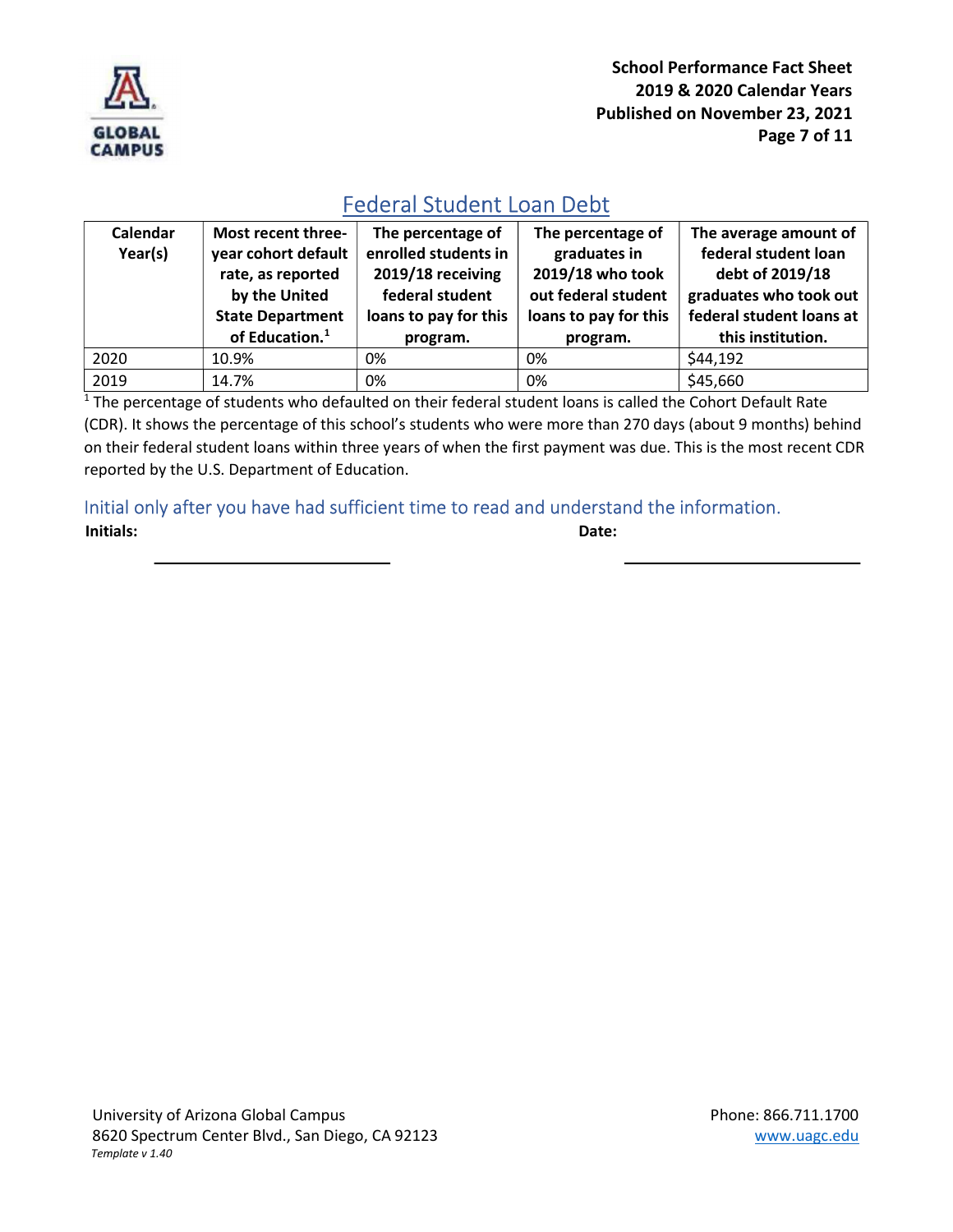## Federal Student Loan Debt

| Calendar Year(s) | Most recent three-year cohort default rate, as reported by the United State Department of Education.[1] | The percentage of enrolled students in 2019/18 receiving federal student loans to pay for this program. | The percentage of graduates in 2019/18 who took out federal student loans to pay for this program. | The average amount of federal student loan debt of 2019/18 graduates who took out federal student loans at this institution. |
|---|---|---|---|---|
| 2020 | 10.9% | 0% | 0% | $44,192 |
| 2019 | 14.7% | 0% | 0% | $45,660 |

[1] The percentage of students who defaulted on their federal student loans is called the Cohort Default Rate (CDR). It shows the percentage of this school's students who were more than 270 days (about 9 months) behind on their federal student loans within three years of when the first payment was due. This is the most recent CDR reported by the U.S. Department of Education.

Initial only after you have had sufficient time to read and understand the information.

**Initials:** ______________________ **Date:** ______________________

University of Arizona Global Campus
8620 Spectrum Center Blvd., San Diego, CA 92123
*Template v 1.40*

Phone: 866.711.1700
www.uagc.edu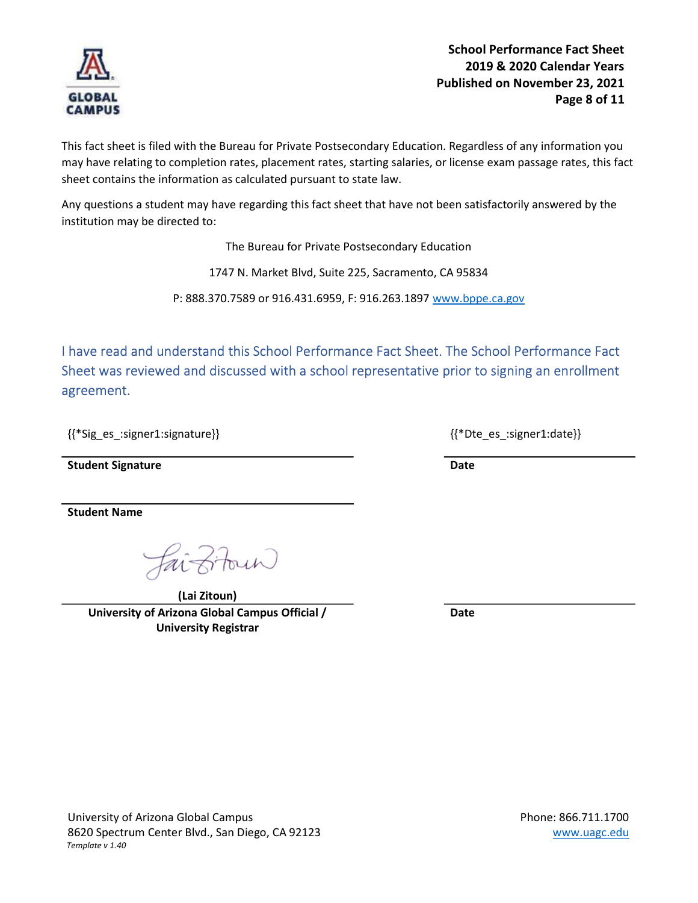This fact sheet is filed with the Bureau for Private Postsecondary Education. Regardless of any information you may have relating to completion rates, placement rates, starting salaries, or license exam passage rates, this fact sheet contains the information as calculated pursuant to state law.

Any questions a student may have regarding this fact sheet that have not been satisfactorily answered by the institution may be directed to:

The Bureau for Private Postsecondary Education

1747 N. Market Blvd, Suite 225, Sacramento, CA 95834

P: 888.370.7589 or 916.431.6959, F: 916.263.1897 www.bppe.ca.gov

I have read and understand this School Performance Fact Sheet. The School Performance Fact Sheet was reviewed and discussed with a school representative prior to signing an enrollment agreement.

{{*Sig_es_:signer1:signature}} {{*Dte_es_:signer1:date}}

**Student Signature** **Date**

**Student Name**

**(Lai Zitoun)**
**University of Arizona Global Campus Official / University Registrar** **Date**

University of Arizona Global Campus
8620 Spectrum Center Blvd., San Diego, CA 92123
*Template v 1.40*

Phone: 866.711.1700
www.uagc.edu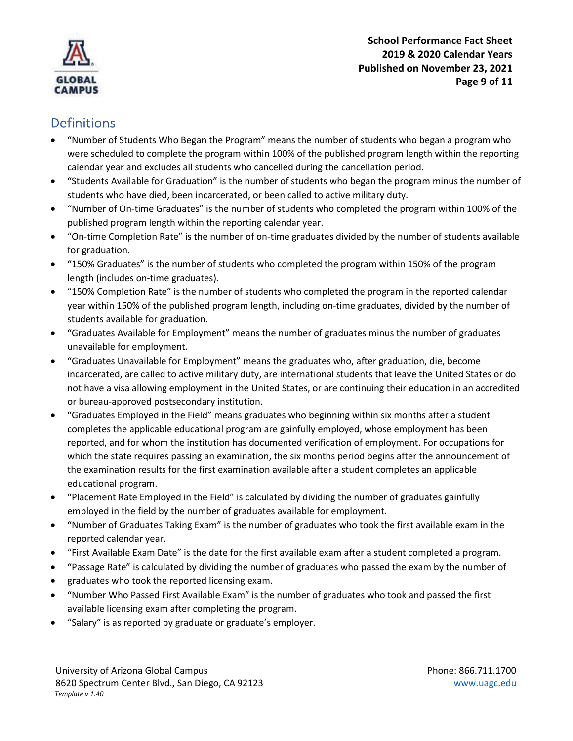## Definitions

- "Number of Students Who Began the Program" means the number of students who began a program who were scheduled to complete the program within 100% of the published program length within the reporting calendar year and excludes all students who cancelled during the cancellation period.
- "Students Available for Graduation" is the number of students who began the program minus the number of students who have died, been incarcerated, or been called to active military duty.
- "Number of On-time Graduates" is the number of students who completed the program within 100% of the published program length within the reporting calendar year.
- "On-time Completion Rate" is the number of on-time graduates divided by the number of students available for graduation.
- "150% Graduates" is the number of students who completed the program within 150% of the program length (includes on-time graduates).
- "150% Completion Rate" is the number of students who completed the program in the reported calendar year within 150% of the published program length, including on-time graduates, divided by the number of students available for graduation.
- "Graduates Available for Employment" means the number of graduates minus the number of graduates unavailable for employment.
- "Graduates Unavailable for Employment" means the graduates who, after graduation, die, become incarcerated, are called to active military duty, are international students that leave the United States or do not have a visa allowing employment in the United States, or are continuing their education in an accredited or bureau-approved postsecondary institution.
- "Graduates Employed in the Field" means graduates who beginning within six months after a student completes the applicable educational program are gainfully employed, whose employment has been reported, and for whom the institution has documented verification of employment. For occupations for which the state requires passing an examination, the six months period begins after the announcement of the examination results for the first examination available after a student completes an applicable educational program.
- "Placement Rate Employed in the Field" is calculated by dividing the number of graduates gainfully employed in the field by the number of graduates available for employment.
- "Number of Graduates Taking Exam" is the number of graduates who took the first available exam in the reported calendar year.
- "First Available Exam Date" is the date for the first available exam after a student completed a program.
- "Passage Rate" is calculated by dividing the number of graduates who passed the exam by the number of
- graduates who took the reported licensing exam.
- "Number Who Passed First Available Exam" is the number of graduates who took and passed the first available licensing exam after completing the program.
- "Salary" is as reported by graduate or graduate's employer.

University of Arizona Global Campus
8620 Spectrum Center Blvd., San Diego, CA 92123
*Template v 1.40*

Phone: 866.711.1700
www.uagc.edu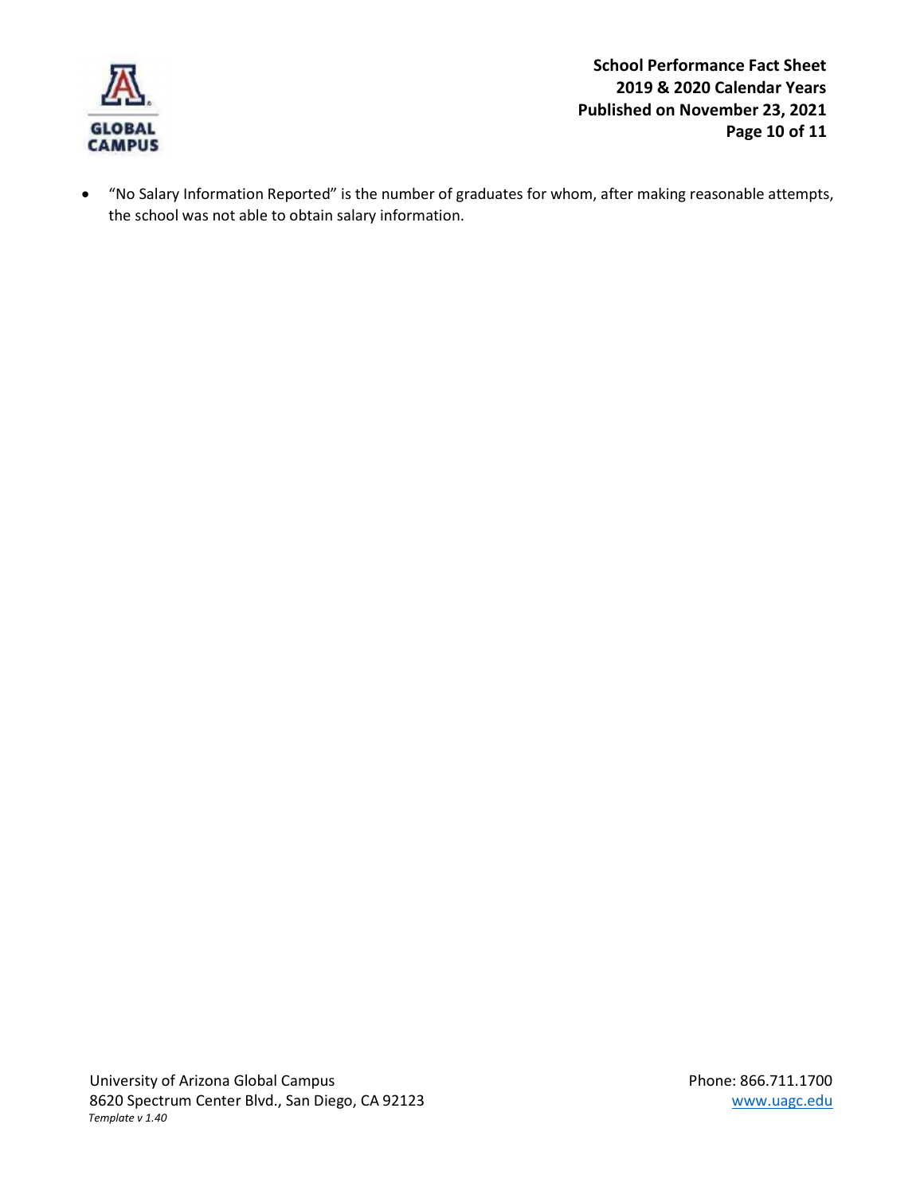- "No Salary Information Reported" is the number of graduates for whom, after making reasonable attempts, the school was not able to obtain salary information.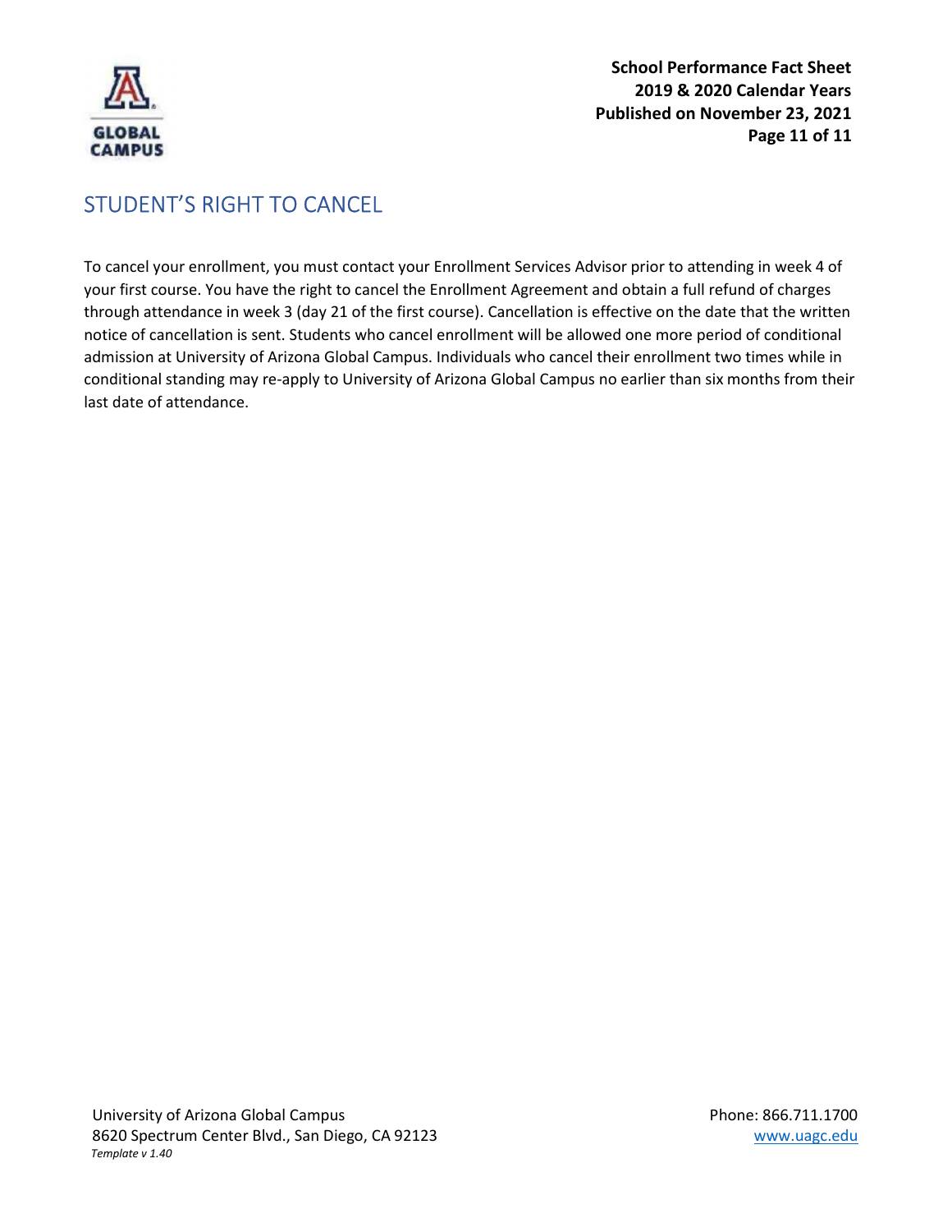## STUDENT'S RIGHT TO CANCEL

To cancel your enrollment, you must contact your Enrollment Services Advisor prior to attending in week 4 of your first course. You have the right to cancel the Enrollment Agreement and obtain a full refund of charges through attendance in week 3 (day 21 of the first course). Cancellation is effective on the date that the written notice of cancellation is sent. Students who cancel enrollment will be allowed one more period of conditional admission at University of Arizona Global Campus. Individuals who cancel their enrollment two times while in conditional standing may re-apply to University of Arizona Global Campus no earlier than six months from their last date of attendance.